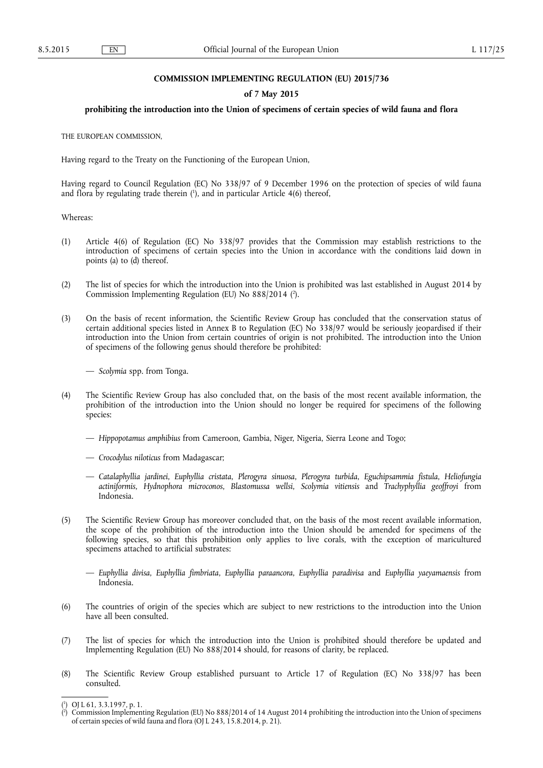**COMMISSION IMPLEMENTING REGULATION (EU) 2015/736**

**of 7 May 2015**

**prohibiting the introduction into the Union of specimens of certain species of wild fauna and flora**

THE EUROPEAN COMMISSION,

Having regard to the Treaty on the Functioning of the European Union,

Having regard to Council Regulation (EC) No 338/97 of 9 December 1996 on the protection of species of wild fauna and flora by regulating trade therein [1], and in particular Article 4(6) thereof,

Whereas:

(1) Article 4(6) of Regulation (EC) No 338/97 provides that the Commission may establish restrictions to the introduction of specimens of certain species into the Union in accordance with the conditions laid down in points (a) to (d) thereof.

(2) The list of species for which the introduction into the Union is prohibited was last established in August 2014 by Commission Implementing Regulation (EU) No 888/2014 [2].

(3) On the basis of recent information, the Scientific Review Group has concluded that the conservation status of certain additional species listed in Annex B to Regulation (EC) No 338/97 would be seriously jeopardised if their introduction into the Union from certain countries of origin is not prohibited. The introduction into the Union of specimens of the following genus should therefore be prohibited:

— *Scolymia* spp. from Tonga.

(4) The Scientific Review Group has also concluded that, on the basis of the most recent available information, the prohibition of the introduction into the Union should no longer be required for specimens of the following species:

— *Hippopotamus amphibius* from Cameroon, Gambia, Niger, Nigeria, Sierra Leone and Togo;

— *Crocodylus niloticus* from Madagascar;

— *Catalaphyllia jardinei*, *Euphyllia cristata*, *Plerogyra sinuosa*, *Plerogyra turbida*, *Eguchipsammia fistula*, *Heliofungia actiniformis*, *Hydnophora microconos*, *Blastomussa wellsi*, *Scolymia vitiensis* and *Trachyphyllia geoffroyi* from Indonesia.

(5) The Scientific Review Group has moreover concluded that, on the basis of the most recent available information, the scope of the prohibition of the introduction into the Union should be amended for specimens of the following species, so that this prohibition only applies to live corals, with the exception of maricultured specimens attached to artificial substrates:

— *Euphyllia divisa*, *Euphyllia fimbriata*, *Euphyllia paraancora*, *Euphyllia paradivisa* and *Euphyllia yaeyamaensis* from Indonesia.

(6) The countries of origin of the species which are subject to new restrictions to the introduction into the Union have all been consulted.

(7) The list of species for which the introduction into the Union is prohibited should therefore be updated and Implementing Regulation (EU) No 888/2014 should, for reasons of clarity, be replaced.

(8) The Scientific Review Group established pursuant to Article 17 of Regulation (EC) No 338/97 has been consulted.

---

[1] OJ L 61, 3.3.1997, p. 1.

[2] Commission Implementing Regulation (EU) No 888/2014 of 14 August 2014 prohibiting the introduction into the Union of specimens of certain species of wild fauna and flora (OJ L 243, 15.8.2014, p. 21).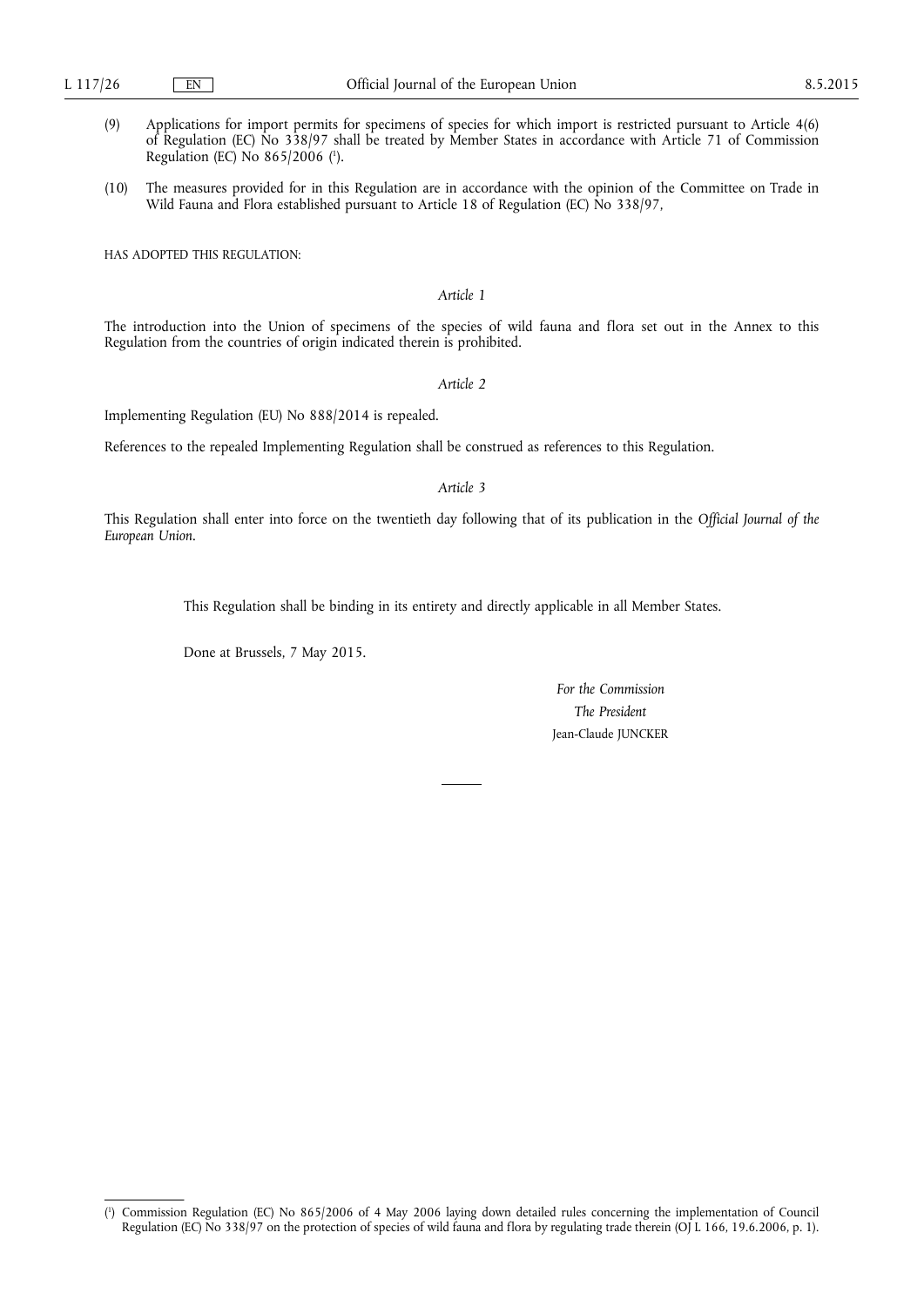(9) Applications for import permits for specimens of species for which import is restricted pursuant to Article 4(6) of Regulation (EC) No 338/97 shall be treated by Member States in accordance with Article 71 of Commission Regulation (EC) No 865/2006 [1].

(10) The measures provided for in this Regulation are in accordance with the opinion of the Committee on Trade in Wild Fauna and Flora established pursuant to Article 18 of Regulation (EC) No 338/97,

HAS ADOPTED THIS REGULATION:

*Article 1*

The introduction into the Union of specimens of the species of wild fauna and flora set out in the Annex to this Regulation from the countries of origin indicated therein is prohibited.

*Article 2*

Implementing Regulation (EU) No 888/2014 is repealed.

References to the repealed Implementing Regulation shall be construed as references to this Regulation.

*Article 3*

This Regulation shall enter into force on the twentieth day following that of its publication in the *Official Journal of the European Union*.

This Regulation shall be binding in its entirety and directly applicable in all Member States.

Done at Brussels, 7 May 2015.

*For the Commission*

*The President*

Jean-Claude JUNCKER

---

[1] Commission Regulation (EC) No 865/2006 of 4 May 2006 laying down detailed rules concerning the implementation of Council Regulation (EC) No 338/97 on the protection of species of wild fauna and flora by regulating trade therein (OJ L 166, 19.6.2006, p. 1).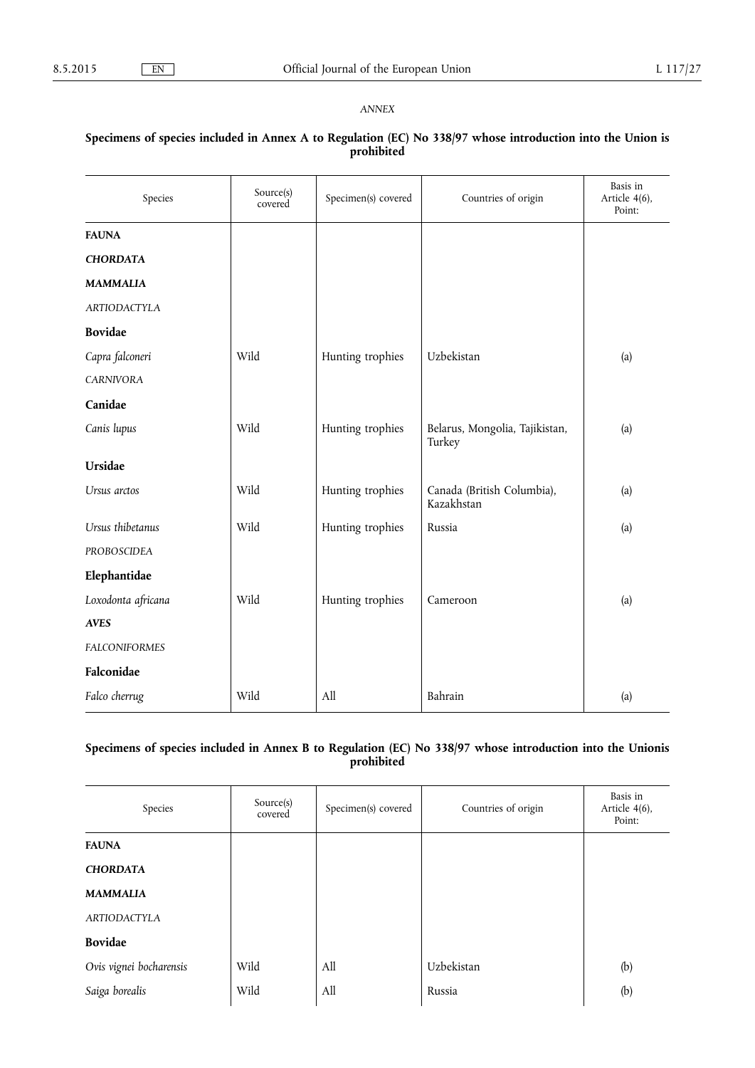*ANNEX*

**Specimens of species included in Annex A to Regulation (EC) No 338/97 whose introduction into the Union is prohibited**

| Species | Source(s) covered | Specimen(s) covered | Countries of origin | Basis in Article 4(6), Point: |
|---|---|---|---|---|
| **FAUNA** | | | | |
| ***CHORDATA*** | | | | |
| ***MAMMALIA*** | | | | |
| *ARTIODACTYLA* | | | | |
| **Bovidae** | | | | |
| *Capra falconeri* | Wild | Hunting trophies | Uzbekistan | (a) |
| *CARNIVORA* | | | | |
| **Canidae** | | | | |
| *Canis lupus* | Wild | Hunting trophies | Belarus, Mongolia, Tajikistan, Turkey | (a) |
| **Ursidae** | | | | |
| *Ursus arctos* | Wild | Hunting trophies | Canada (British Columbia), Kazakhstan | (a) |
| *Ursus thibetanus* | Wild | Hunting trophies | Russia | (a) |
| *PROBOSCIDEA* | | | | |
| **Elephantidae** | | | | |
| *Loxodonta africana* | Wild | Hunting trophies | Cameroon | (a) |
| ***AVES*** | | | | |
| *FALCONIFORMES* | | | | |
| **Falconidae** | | | | |
| *Falco cherrug* | Wild | All | Bahrain | (a) |

**Specimens of species included in Annex B to Regulation (EC) No 338/97 whose introduction into the Unionis prohibited**

| Species | Source(s) covered | Specimen(s) covered | Countries of origin | Basis in Article 4(6), Point: |
|---|---|---|---|---|
| **FAUNA** | | | | |
| ***CHORDATA*** | | | | |
| ***MAMMALIA*** | | | | |
| *ARTIODACTYLA* | | | | |
| **Bovidae** | | | | |
| *Ovis vignei bocharensis* | Wild | All | Uzbekistan | (b) |
| *Saiga borealis* | Wild | All | Russia | (b) |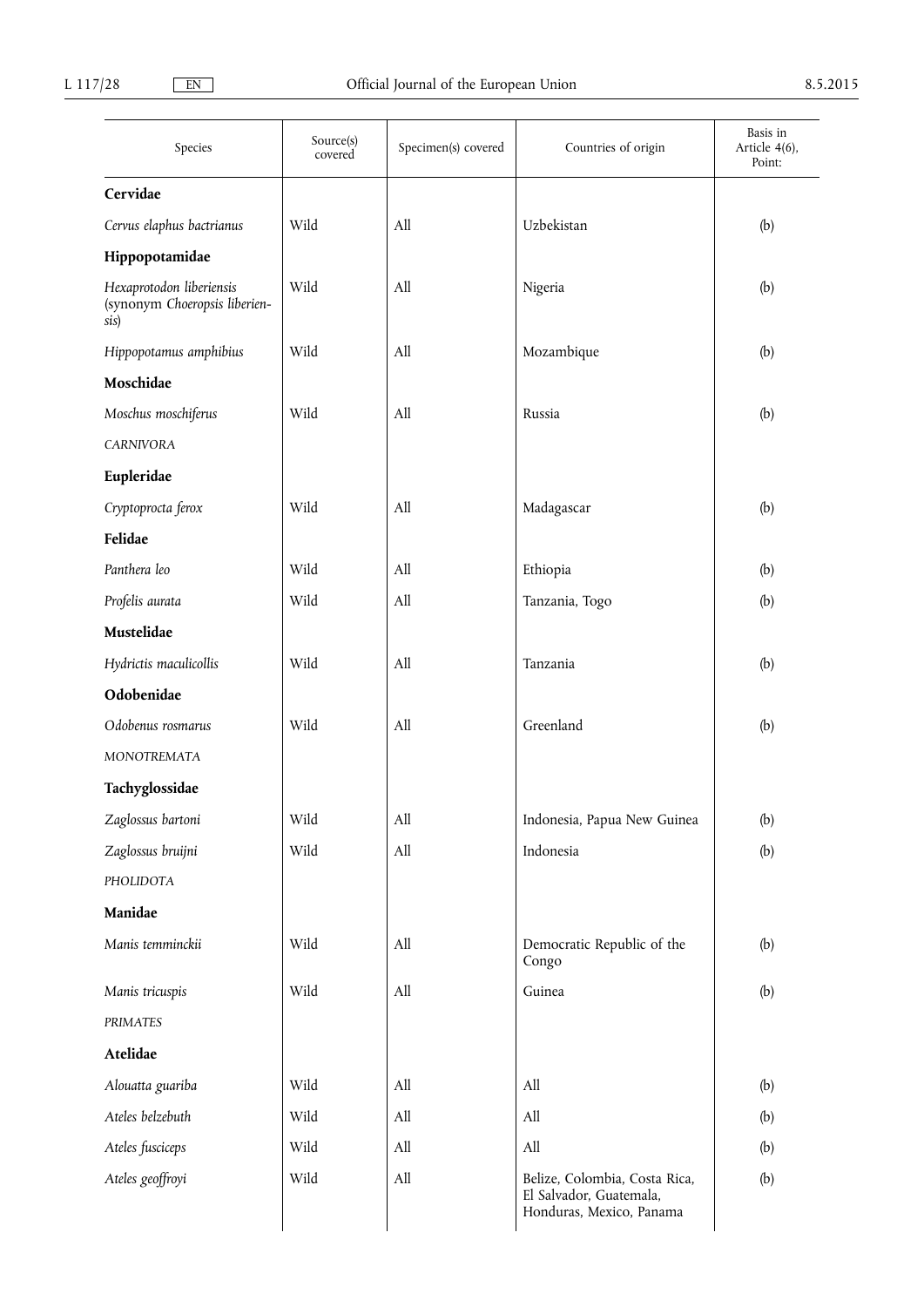| Species | Source(s) covered | Specimen(s) covered | Countries of origin | Basis in Article 4(6), Point: |
|---|---|---|---|---|
| **Cervidae** | | | | |
| *Cervus elaphus bactrianus* | Wild | All | Uzbekistan | (b) |
| **Hippopotamidae** | | | | |
| *Hexaprotodon liberiensis* (synonym *Choeropsis liberiensis*) | Wild | All | Nigeria | (b) |
| *Hippopotamus amphibius* | Wild | All | Mozambique | (b) |
| **Moschidae** | | | | |
| *Moschus moschiferus* | Wild | All | Russia | (b) |
| *CARNIVORA* | | | | |
| **Eupleridae** | | | | |
| *Cryptoprocta ferox* | Wild | All | Madagascar | (b) |
| **Felidae** | | | | |
| *Panthera leo* | Wild | All | Ethiopia | (b) |
| *Profelis aurata* | Wild | All | Tanzania, Togo | (b) |
| **Mustelidae** | | | | |
| *Hydrictis maculicollis* | Wild | All | Tanzania | (b) |
| **Odobenidae** | | | | |
| *Odobenus rosmarus* | Wild | All | Greenland | (b) |
| *MONOTREMATA* | | | | |
| **Tachyglossidae** | | | | |
| *Zaglossus bartoni* | Wild | All | Indonesia, Papua New Guinea | (b) |
| *Zaglossus bruijni* | Wild | All | Indonesia | (b) |
| *PHOLIDOTA* | | | | |
| **Manidae** | | | | |
| *Manis temminckii* | Wild | All | Democratic Republic of the Congo | (b) |
| *Manis tricuspis* | Wild | All | Guinea | (b) |
| *PRIMATES* | | | | |
| **Atelidae** | | | | |
| *Alouatta guariba* | Wild | All | All | (b) |
| *Ateles belzebuth* | Wild | All | All | (b) |
| *Ateles fusciceps* | Wild | All | All | (b) |
| *Ateles geoffroyi* | Wild | All | Belize, Colombia, Costa Rica, El Salvador, Guatemala, Honduras, Mexico, Panama | (b) |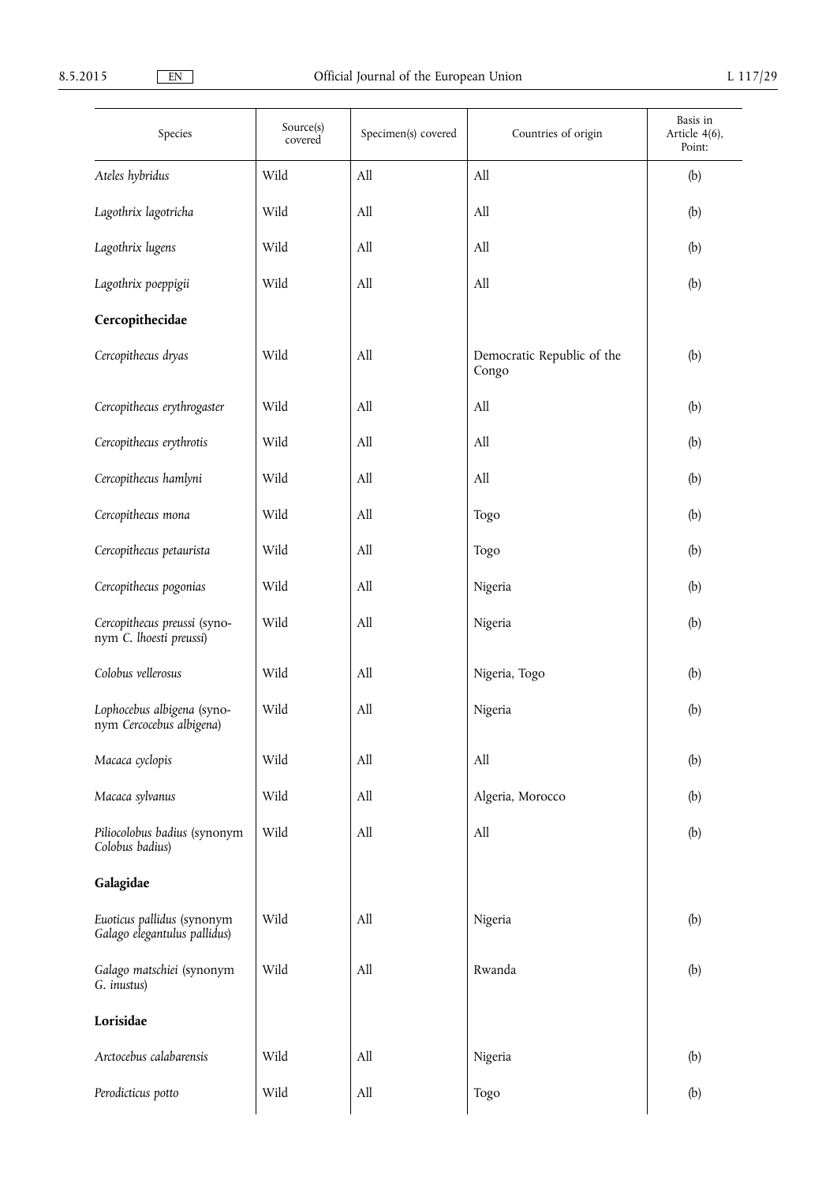| Species | Source(s) covered | Specimen(s) covered | Countries of origin | Basis in Article 4(6), Point: |
|---|---|---|---|---|
| *Ateles hybridus* | Wild | All | All | (b) |
| *Lagothrix lagotricha* | Wild | All | All | (b) |
| *Lagothrix lugens* | Wild | All | All | (b) |
| *Lagothrix poeppigii* | Wild | All | All | (b) |
| **Cercopithecidae** | | | | |
| *Cercopithecus dryas* | Wild | All | Democratic Republic of the Congo | (b) |
| *Cercopithecus erythrogaster* | Wild | All | All | (b) |
| *Cercopithecus erythrotis* | Wild | All | All | (b) |
| *Cercopithecus hamlyni* | Wild | All | All | (b) |
| *Cercopithecus mona* | Wild | All | Togo | (b) |
| *Cercopithecus petaurista* | Wild | All | Togo | (b) |
| *Cercopithecus pogonias* | Wild | All | Nigeria | (b) |
| *Cercopithecus preussi* (synonym *C. lhoesti preussi*) | Wild | All | Nigeria | (b) |
| *Colobus vellerosus* | Wild | All | Nigeria, Togo | (b) |
| *Lophocebus albigena* (synonym *Cercocebus albigena*) | Wild | All | Nigeria | (b) |
| *Macaca cyclopis* | Wild | All | All | (b) |
| *Macaca sylvanus* | Wild | All | Algeria, Morocco | (b) |
| *Piliocolobus badius* (synonym *Colobus badius*) | Wild | All | All | (b) |
| **Galagidae** | | | | |
| *Euoticus pallidus* (synonym *Galago elegantulus pallidus*) | Wild | All | Nigeria | (b) |
| *Galago matschiei* (synonym *G. inustus*) | Wild | All | Rwanda | (b) |
| **Lorisidae** | | | | |
| *Arctocebus calabarensis* | Wild | All | Nigeria | (b) |
| *Perodicticus potto* | Wild | All | Togo | (b) |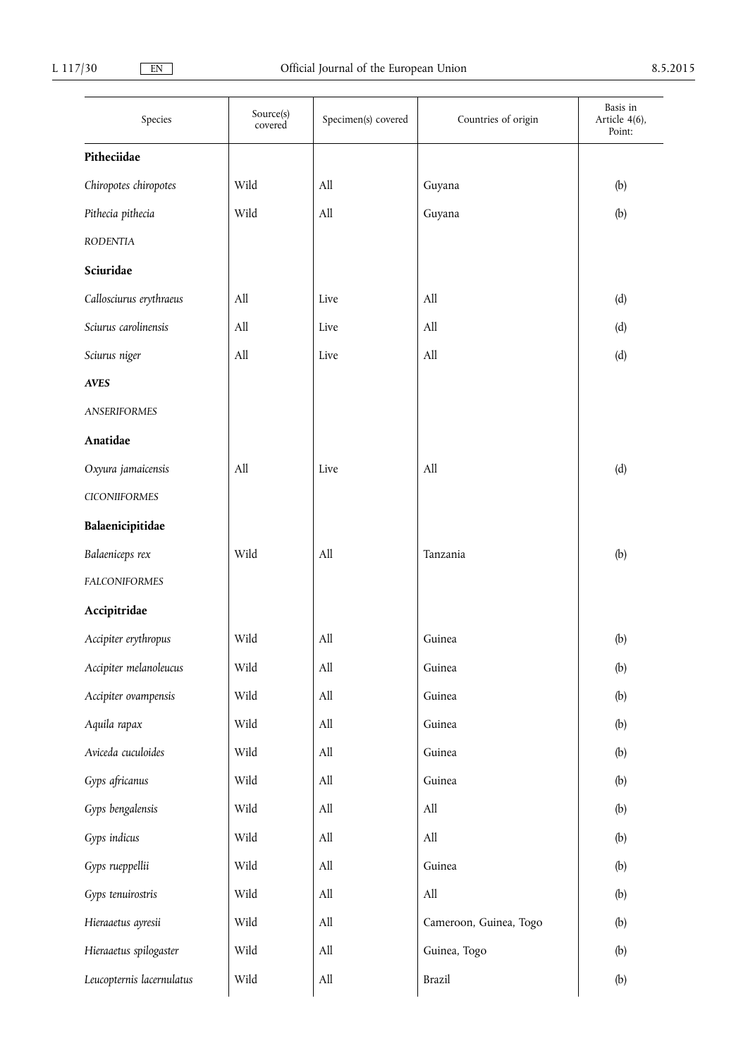| Species | Source(s) covered | Specimen(s) covered | Countries of origin | Basis in Article 4(6), Point: |
|---|---|---|---|---|
| **Pitheciidae** | | | | |
| *Chiropotes chiropotes* | Wild | All | Guyana | (b) |
| *Pithecia pithecia* | Wild | All | Guyana | (b) |
| *RODENTIA* | | | | |
| **Sciuridae** | | | | |
| *Callosciurus erythraeus* | All | Live | All | (d) |
| *Sciurus carolinensis* | All | Live | All | (d) |
| *Sciurus niger* | All | Live | All | (d) |
| ***AVES*** | | | | |
| *ANSERIFORMES* | | | | |
| **Anatidae** | | | | |
| *Oxyura jamaicensis* | All | Live | All | (d) |
| *CICONIIFORMES* | | | | |
| **Balaenicipitidae** | | | | |
| *Balaeniceps rex* | Wild | All | Tanzania | (b) |
| *FALCONIFORMES* | | | | |
| **Accipitridae** | | | | |
| *Accipiter erythropus* | Wild | All | Guinea | (b) |
| *Accipiter melanoleucus* | Wild | All | Guinea | (b) |
| *Accipiter ovampensis* | Wild | All | Guinea | (b) |
| *Aquila rapax* | Wild | All | Guinea | (b) |
| *Aviceda cuculoides* | Wild | All | Guinea | (b) |
| *Gyps africanus* | Wild | All | Guinea | (b) |
| *Gyps bengalensis* | Wild | All | All | (b) |
| *Gyps indicus* | Wild | All | All | (b) |
| *Gyps rueppellii* | Wild | All | Guinea | (b) |
| *Gyps tenuirostris* | Wild | All | All | (b) |
| *Hieraaetus ayresii* | Wild | All | Cameroon, Guinea, Togo | (b) |
| *Hieraaetus spilogaster* | Wild | All | Guinea, Togo | (b) |
| *Leucopternis lacernulatus* | Wild | All | Brazil | (b) |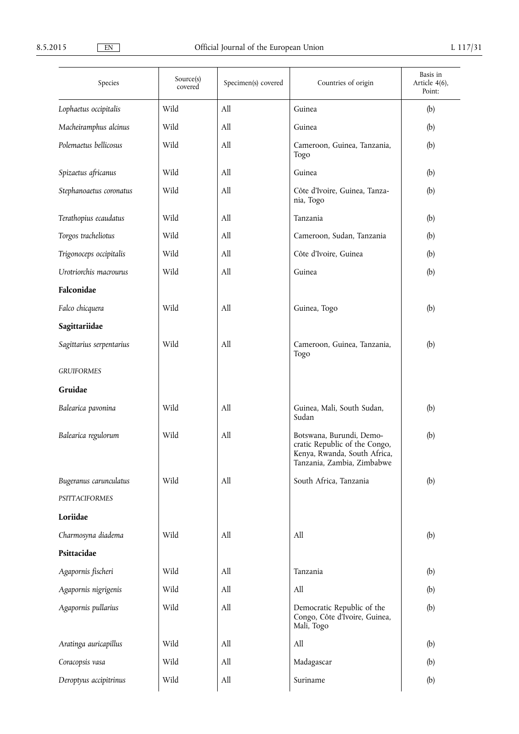| Species | Source(s) covered | Specimen(s) covered | Countries of origin | Basis in Article 4(6), Point: |
|---|---|---|---|---|
| *Lophaetus occipitalis* | Wild | All | Guinea | (b) |
| *Macheiramphus alcinus* | Wild | All | Guinea | (b) |
| *Polemaetus bellicosus* | Wild | All | Cameroon, Guinea, Tanzania, Togo | (b) |
| *Spizaetus africanus* | Wild | All | Guinea | (b) |
| *Stephanoaetus coronatus* | Wild | All | Côte d'Ivoire, Guinea, Tanzania, Togo | (b) |
| *Terathopius ecaudatus* | Wild | All | Tanzania | (b) |
| *Torgos tracheliotus* | Wild | All | Cameroon, Sudan, Tanzania | (b) |
| *Trigonoceps occipitalis* | Wild | All | Côte d'Ivoire, Guinea | (b) |
| *Urotriorchis macrourus* | Wild | All | Guinea | (b) |
| **Falconidae** | | | | |
| *Falco chicquera* | Wild | All | Guinea, Togo | (b) |
| **Sagittariidae** | | | | |
| *Sagittarius serpentarius* | Wild | All | Cameroon, Guinea, Tanzania, Togo | (b) |
| *GRUIFORMES* | | | | |
| **Gruidae** | | | | |
| *Balearica pavonina* | Wild | All | Guinea, Mali, South Sudan, Sudan | (b) |
| *Balearica regulorum* | Wild | All | Botswana, Burundi, Democratic Republic of the Congo, Kenya, Rwanda, South Africa, Tanzania, Zambia, Zimbabwe | (b) |
| *Bugeranus carunculatus* | Wild | All | South Africa, Tanzania | (b) |
| *PSITTACIFORMES* | | | | |
| **Loriidae** | | | | |
| *Charmosyna diadema* | Wild | All | All | (b) |
| **Psittacidae** | | | | |
| *Agapornis fischeri* | Wild | All | Tanzania | (b) |
| *Agapornis nigrigenis* | Wild | All | All | (b) |
| *Agapornis pullarius* | Wild | All | Democratic Republic of the Congo, Côte d'Ivoire, Guinea, Mali, Togo | (b) |
| *Aratinga auricapillus* | Wild | All | All | (b) |
| *Coracopsis vasa* | Wild | All | Madagascar | (b) |
| *Deroptyus accipitrinus* | Wild | All | Suriname | (b) |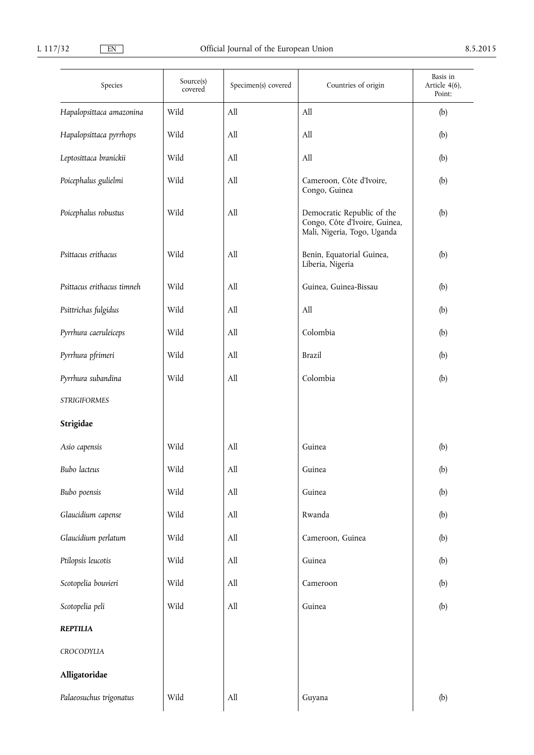| Species | Source(s) covered | Specimen(s) covered | Countries of origin | Basis in Article 4(6), Point: |
|---|---|---|---|---|
| *Hapalopsittaca amazonina* | Wild | All | All | (b) |
| *Hapalopsittaca pyrrhops* | Wild | All | All | (b) |
| *Leptosittaca branickii* | Wild | All | All | (b) |
| *Poicephalus gulielmi* | Wild | All | Cameroon, Côte d'Ivoire, Congo, Guinea | (b) |
| *Poicephalus robustus* | Wild | All | Democratic Republic of the Congo, Côte d'Ivoire, Guinea, Mali, Nigeria, Togo, Uganda | (b) |
| *Psittacus erithacus* | Wild | All | Benin, Equatorial Guinea, Liberia, Nigeria | (b) |
| *Psittacus erithacus timneh* | Wild | All | Guinea, Guinea-Bissau | (b) |
| *Psittrichas fulgidus* | Wild | All | All | (b) |
| *Pyrrhura caeruleiceps* | Wild | All | Colombia | (b) |
| *Pyrrhura pfrimeri* | Wild | All | Brazil | (b) |
| *Pyrrhura subandina* | Wild | All | Colombia | (b) |
| *STRIGIFORMES* | | | | |
| **Strigidae** | | | | |
| *Asio capensis* | Wild | All | Guinea | (b) |
| *Bubo lacteus* | Wild | All | Guinea | (b) |
| *Bubo poensis* | Wild | All | Guinea | (b) |
| *Glaucidium capense* | Wild | All | Rwanda | (b) |
| *Glaucidium perlatum* | Wild | All | Cameroon, Guinea | (b) |
| *Ptilopsis leucotis* | Wild | All | Guinea | (b) |
| *Scotopelia bouvieri* | Wild | All | Cameroon | (b) |
| *Scotopelia peli* | Wild | All | Guinea | (b) |
| ***REPTILIA*** | | | | |
| *CROCODYLIA* | | | | |
| **Alligatoridae** | | | | |
| *Palaeosuchus trigonatus* | Wild | All | Guyana | (b) |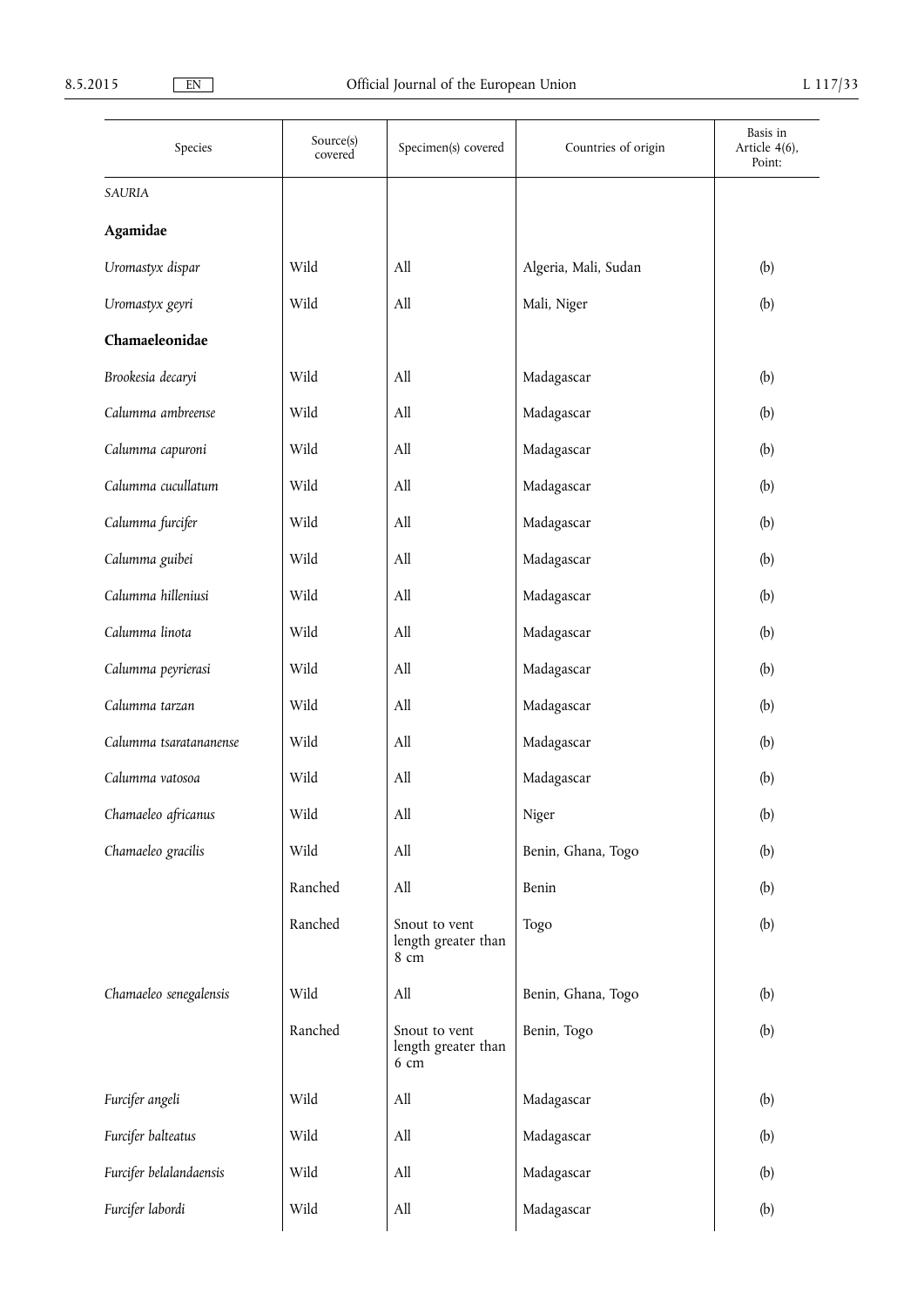| Species | Source(s) covered | Specimen(s) covered | Countries of origin | Basis in Article 4(6), Point: |
|---|---|---|---|---|
| *SAURIA* | | | | |
| **Agamidae** | | | | |
| *Uromastyx dispar* | Wild | All | Algeria, Mali, Sudan | (b) |
| *Uromastyx geyri* | Wild | All | Mali, Niger | (b) |
| **Chamaeleonidae** | | | | |
| *Brookesia decaryi* | Wild | All | Madagascar | (b) |
| *Calumma ambreense* | Wild | All | Madagascar | (b) |
| *Calumma capuroni* | Wild | All | Madagascar | (b) |
| *Calumma cucullatum* | Wild | All | Madagascar | (b) |
| *Calumma furcifer* | Wild | All | Madagascar | (b) |
| *Calumma guibei* | Wild | All | Madagascar | (b) |
| *Calumma hilleniusi* | Wild | All | Madagascar | (b) |
| *Calumma linota* | Wild | All | Madagascar | (b) |
| *Calumma peyrierasi* | Wild | All | Madagascar | (b) |
| *Calumma tarzan* | Wild | All | Madagascar | (b) |
| *Calumma tsaratananense* | Wild | All | Madagascar | (b) |
| *Calumma vatosoa* | Wild | All | Madagascar | (b) |
| *Chamaeleo africanus* | Wild | All | Niger | (b) |
| *Chamaeleo gracilis* | Wild | All | Benin, Ghana, Togo | (b) |
| | Ranched | All | Benin | (b) |
| | Ranched | Snout to vent length greater than 8 cm | Togo | (b) |
| *Chamaeleo senegalensis* | Wild | All | Benin, Ghana, Togo | (b) |
| | Ranched | Snout to vent length greater than 6 cm | Benin, Togo | (b) |
| *Furcifer angeli* | Wild | All | Madagascar | (b) |
| *Furcifer balteatus* | Wild | All | Madagascar | (b) |
| *Furcifer belalandaensis* | Wild | All | Madagascar | (b) |
| *Furcifer labordi* | Wild | All | Madagascar | (b) |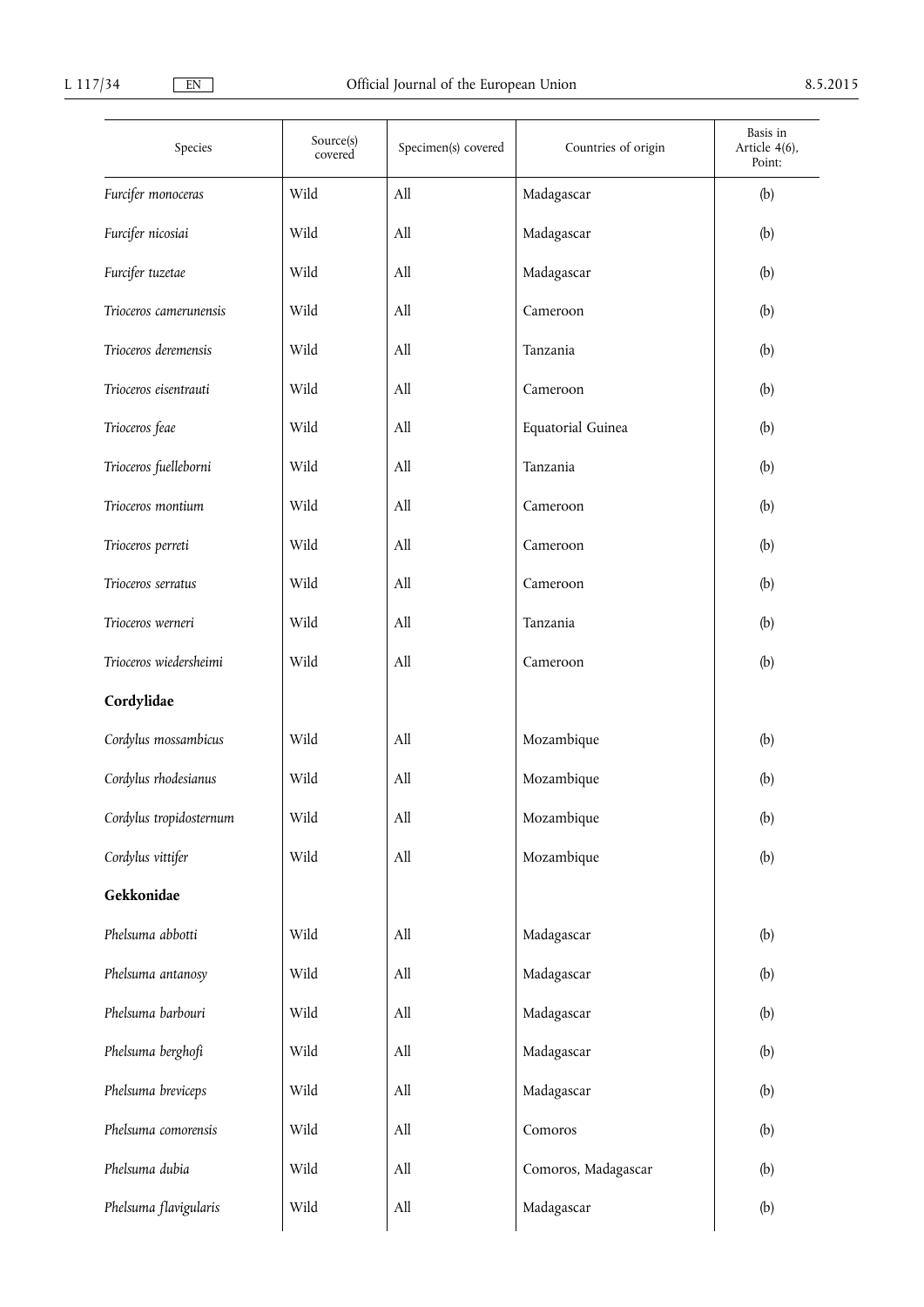| Species | Source(s) covered | Specimen(s) covered | Countries of origin | Basis in Article 4(6), Point: |
|---|---|---|---|---|
| *Furcifer monoceras* | Wild | All | Madagascar | (b) |
| *Furcifer nicosiai* | Wild | All | Madagascar | (b) |
| *Furcifer tuzetae* | Wild | All | Madagascar | (b) |
| *Trioceros camerunensis* | Wild | All | Cameroon | (b) |
| *Trioceros deremensis* | Wild | All | Tanzania | (b) |
| *Trioceros eisentrauti* | Wild | All | Cameroon | (b) |
| *Trioceros feae* | Wild | All | Equatorial Guinea | (b) |
| *Trioceros fuelleborni* | Wild | All | Tanzania | (b) |
| *Trioceros montium* | Wild | All | Cameroon | (b) |
| *Trioceros perreti* | Wild | All | Cameroon | (b) |
| *Trioceros serratus* | Wild | All | Cameroon | (b) |
| *Trioceros werneri* | Wild | All | Tanzania | (b) |
| *Trioceros wiedersheimi* | Wild | All | Cameroon | (b) |
| **Cordylidae** | | | | |
| *Cordylus mossambicus* | Wild | All | Mozambique | (b) |
| *Cordylus rhodesianus* | Wild | All | Mozambique | (b) |
| *Cordylus tropidosternum* | Wild | All | Mozambique | (b) |
| *Cordylus vittifer* | Wild | All | Mozambique | (b) |
| **Gekkonidae** | | | | |
| *Phelsuma abbotti* | Wild | All | Madagascar | (b) |
| *Phelsuma antanosy* | Wild | All | Madagascar | (b) |
| *Phelsuma barbouri* | Wild | All | Madagascar | (b) |
| *Phelsuma berghofi* | Wild | All | Madagascar | (b) |
| *Phelsuma breviceps* | Wild | All | Madagascar | (b) |
| *Phelsuma comorensis* | Wild | All | Comoros | (b) |
| *Phelsuma dubia* | Wild | All | Comoros, Madagascar | (b) |
| *Phelsuma flavigularis* | Wild | All | Madagascar | (b) |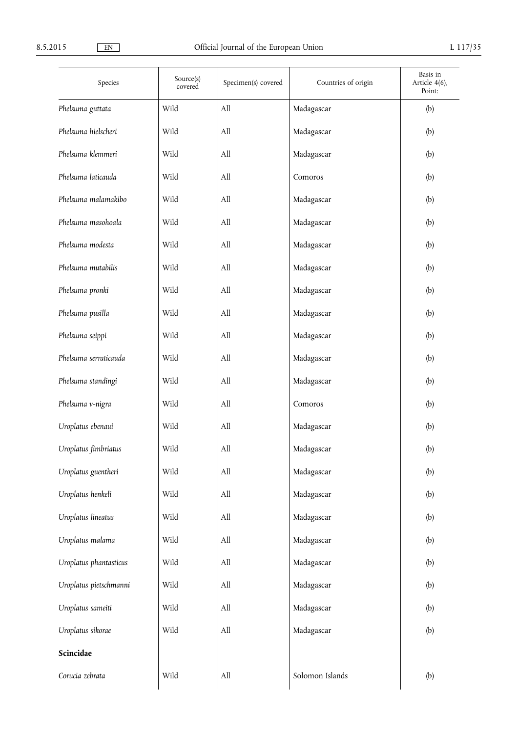| Species | Source(s) covered | Specimen(s) covered | Countries of origin | Basis in Article 4(6), Point: |
|---|---|---|---|---|
| *Phelsuma guttata* | Wild | All | Madagascar | (b) |
| *Phelsuma hielscheri* | Wild | All | Madagascar | (b) |
| *Phelsuma klemmeri* | Wild | All | Madagascar | (b) |
| *Phelsuma laticauda* | Wild | All | Comoros | (b) |
| *Phelsuma malamakibo* | Wild | All | Madagascar | (b) |
| *Phelsuma masohoala* | Wild | All | Madagascar | (b) |
| *Phelsuma modesta* | Wild | All | Madagascar | (b) |
| *Phelsuma mutabilis* | Wild | All | Madagascar | (b) |
| *Phelsuma pronki* | Wild | All | Madagascar | (b) |
| *Phelsuma pusilla* | Wild | All | Madagascar | (b) |
| *Phelsuma seippi* | Wild | All | Madagascar | (b) |
| *Phelsuma serraticauda* | Wild | All | Madagascar | (b) |
| *Phelsuma standingi* | Wild | All | Madagascar | (b) |
| *Phelsuma v-nigra* | Wild | All | Comoros | (b) |
| *Uroplatus ebenaui* | Wild | All | Madagascar | (b) |
| *Uroplatus fimbriatus* | Wild | All | Madagascar | (b) |
| *Uroplatus guentheri* | Wild | All | Madagascar | (b) |
| *Uroplatus henkeli* | Wild | All | Madagascar | (b) |
| *Uroplatus lineatus* | Wild | All | Madagascar | (b) |
| *Uroplatus malama* | Wild | All | Madagascar | (b) |
| *Uroplatus phantasticus* | Wild | All | Madagascar | (b) |
| *Uroplatus pietschmanni* | Wild | All | Madagascar | (b) |
| *Uroplatus sameiti* | Wild | All | Madagascar | (b) |
| *Uroplatus sikorae* | Wild | All | Madagascar | (b) |
| **Scincidae** | | | | |
| *Corucia zebrata* | Wild | All | Solomon Islands | (b) |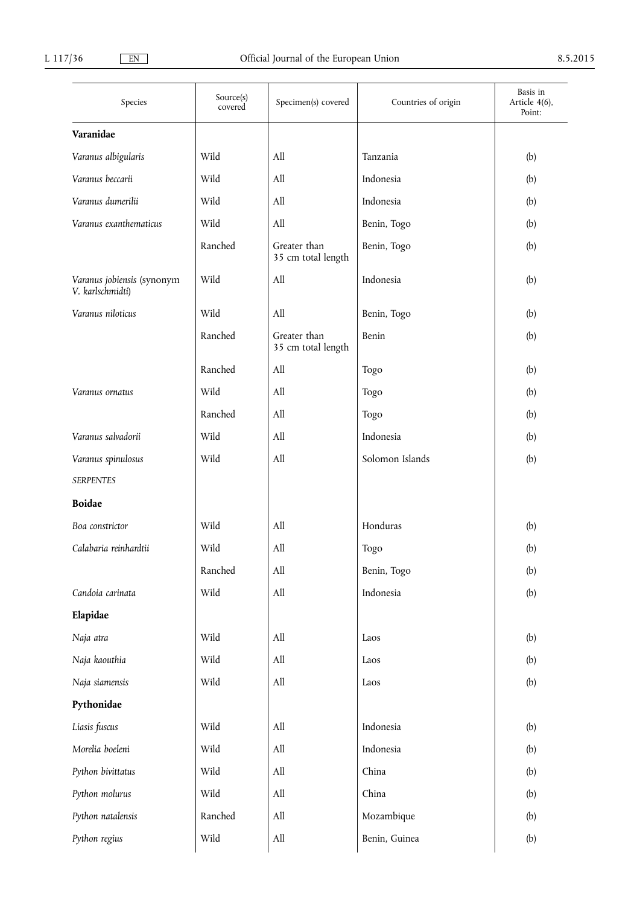| Species | Source(s) covered | Specimen(s) covered | Countries of origin | Basis in Article 4(6), Point: |
|---|---|---|---|---|
| **Varanidae** | | | | |
| *Varanus albigularis* | Wild | All | Tanzania | (b) |
| *Varanus beccarii* | Wild | All | Indonesia | (b) |
| *Varanus dumerilii* | Wild | All | Indonesia | (b) |
| *Varanus exanthematicus* | Wild | All | Benin, Togo | (b) |
| | Ranched | Greater than 35 cm total length | Benin, Togo | (b) |
| *Varanus jobiensis* (synonym *V. karlschmidti*) | Wild | All | Indonesia | (b) |
| *Varanus niloticus* | Wild | All | Benin, Togo | (b) |
| | Ranched | Greater than 35 cm total length | Benin | (b) |
| | Ranched | All | Togo | (b) |
| *Varanus ornatus* | Wild | All | Togo | (b) |
| | Ranched | All | Togo | (b) |
| *Varanus salvadorii* | Wild | All | Indonesia | (b) |
| *Varanus spinulosus* | Wild | All | Solomon Islands | (b) |
| *SERPENTES* | | | | |
| **Boidae** | | | | |
| *Boa constrictor* | Wild | All | Honduras | (b) |
| *Calabaria reinhardtii* | Wild | All | Togo | (b) |
| | Ranched | All | Benin, Togo | (b) |
| *Candoia carinata* | Wild | All | Indonesia | (b) |
| **Elapidae** | | | | |
| *Naja atra* | Wild | All | Laos | (b) |
| *Naja kaouthia* | Wild | All | Laos | (b) |
| *Naja siamensis* | Wild | All | Laos | (b) |
| **Pythonidae** | | | | |
| *Liasis fuscus* | Wild | All | Indonesia | (b) |
| *Morelia boeleni* | Wild | All | Indonesia | (b) |
| *Python bivittatus* | Wild | All | China | (b) |
| *Python molurus* | Wild | All | China | (b) |
| *Python natalensis* | Ranched | All | Mozambique | (b) |
| *Python regius* | Wild | All | Benin, Guinea | (b) |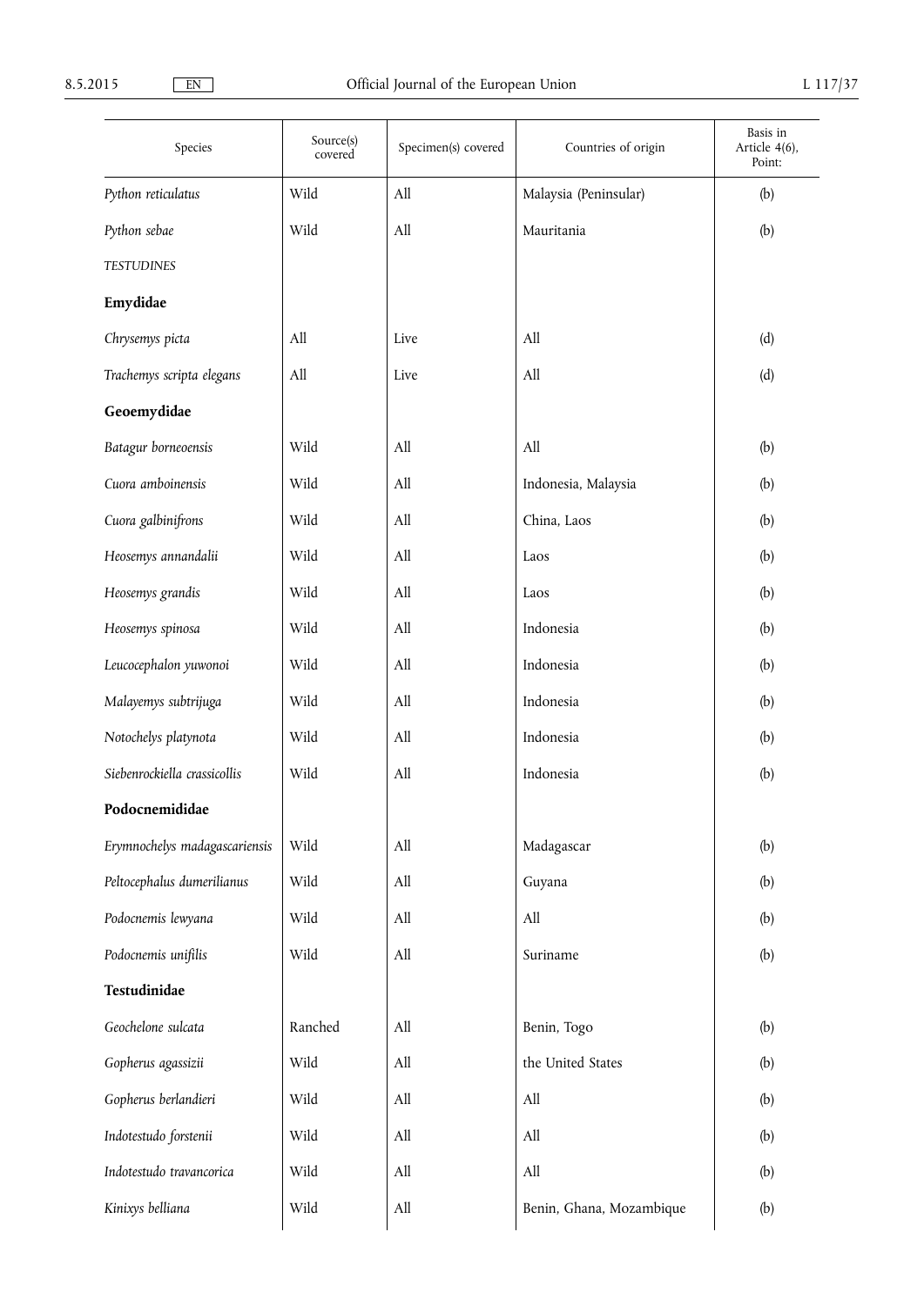| Species | Source(s) covered | Specimen(s) covered | Countries of origin | Basis in Article 4(6), Point: |
|---|---|---|---|---|
| *Python reticulatus* | Wild | All | Malaysia (Peninsular) | (b) |
| *Python sebae* | Wild | All | Mauritania | (b) |
| *TESTUDINES* | | | | |
| **Emydidae** | | | | |
| *Chrysemys picta* | All | Live | All | (d) |
| *Trachemys scripta elegans* | All | Live | All | (d) |
| **Geoemydidae** | | | | |
| *Batagur borneoensis* | Wild | All | All | (b) |
| *Cuora amboinensis* | Wild | All | Indonesia, Malaysia | (b) |
| *Cuora galbinifrons* | Wild | All | China, Laos | (b) |
| *Heosemys annandalii* | Wild | All | Laos | (b) |
| *Heosemys grandis* | Wild | All | Laos | (b) |
| *Heosemys spinosa* | Wild | All | Indonesia | (b) |
| *Leucocephalon yuwonoi* | Wild | All | Indonesia | (b) |
| *Malayemys subtrijuga* | Wild | All | Indonesia | (b) |
| *Notochelys platynota* | Wild | All | Indonesia | (b) |
| *Siebenrockiella crassicollis* | Wild | All | Indonesia | (b) |
| **Podocnemididae** | | | | |
| *Erymnochelys madagascariensis* | Wild | All | Madagascar | (b) |
| *Peltocephalus dumerilianus* | Wild | All | Guyana | (b) |
| *Podocnemis lewyana* | Wild | All | All | (b) |
| *Podocnemis unifilis* | Wild | All | Suriname | (b) |
| **Testudinidae** | | | | |
| *Geochelone sulcata* | Ranched | All | Benin, Togo | (b) |
| *Gopherus agassizii* | Wild | All | the United States | (b) |
| *Gopherus berlandieri* | Wild | All | All | (b) |
| *Indotestudo forstenii* | Wild | All | All | (b) |
| *Indotestudo travancorica* | Wild | All | All | (b) |
| *Kinixys belliana* | Wild | All | Benin, Ghana, Mozambique | (b) |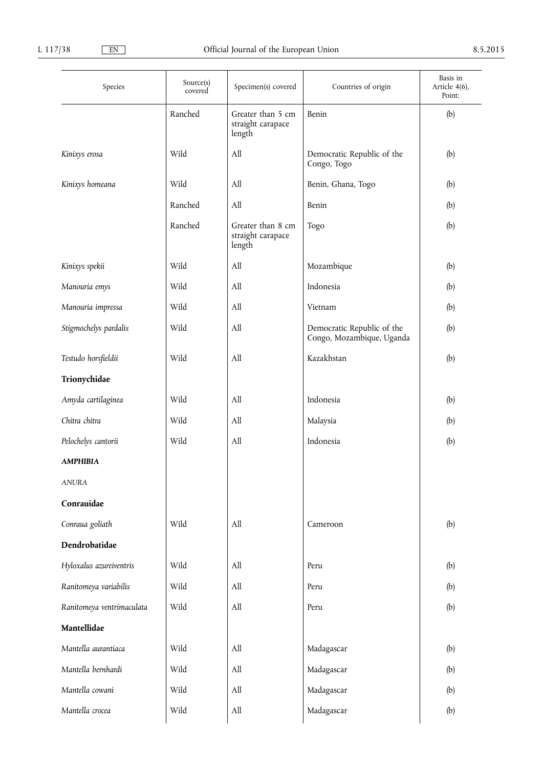| Species | Source(s) covered | Specimen(s) covered | Countries of origin | Basis in Article 4(6), Point: |
|---|---|---|---|---|
| | Ranched | Greater than 5 cm straight carapace length | Benin | (b) |
| *Kinixys erosa* | Wild | All | Democratic Republic of the Congo, Togo | (b) |
| *Kinixys homeana* | Wild | All | Benin, Ghana, Togo | (b) |
| | Ranched | All | Benin | (b) |
| | Ranched | Greater than 8 cm straight carapace length | Togo | (b) |
| *Kinixys spekii* | Wild | All | Mozambique | (b) |
| *Manouria emys* | Wild | All | Indonesia | (b) |
| *Manouria impressa* | Wild | All | Vietnam | (b) |
| *Stigmochelys pardalis* | Wild | All | Democratic Republic of the Congo, Mozambique, Uganda | (b) |
| *Testudo horsfieldii* | Wild | All | Kazakhstan | (b) |
| **Trionychidae** | | | | |
| *Amyda cartilaginea* | Wild | All | Indonesia | (b) |
| *Chitra chitra* | Wild | All | Malaysia | (b) |
| *Pelochelys cantorii* | Wild | All | Indonesia | (b) |
| ***AMPHIBIA*** | | | | |
| *ANURA* | | | | |
| **Conrauidae** | | | | |
| *Conraua goliath* | Wild | All | Cameroon | (b) |
| **Dendrobatidae** | | | | |
| *Hyloxalus azureiventris* | Wild | All | Peru | (b) |
| *Ranitomeya variabilis* | Wild | All | Peru | (b) |
| *Ranitomeya ventrimaculata* | Wild | All | Peru | (b) |
| **Mantellidae** | | | | |
| *Mantella aurantiaca* | Wild | All | Madagascar | (b) |
| *Mantella bernhardi* | Wild | All | Madagascar | (b) |
| *Mantella cowani* | Wild | All | Madagascar | (b) |
| *Mantella crocea* | Wild | All | Madagascar | (b) |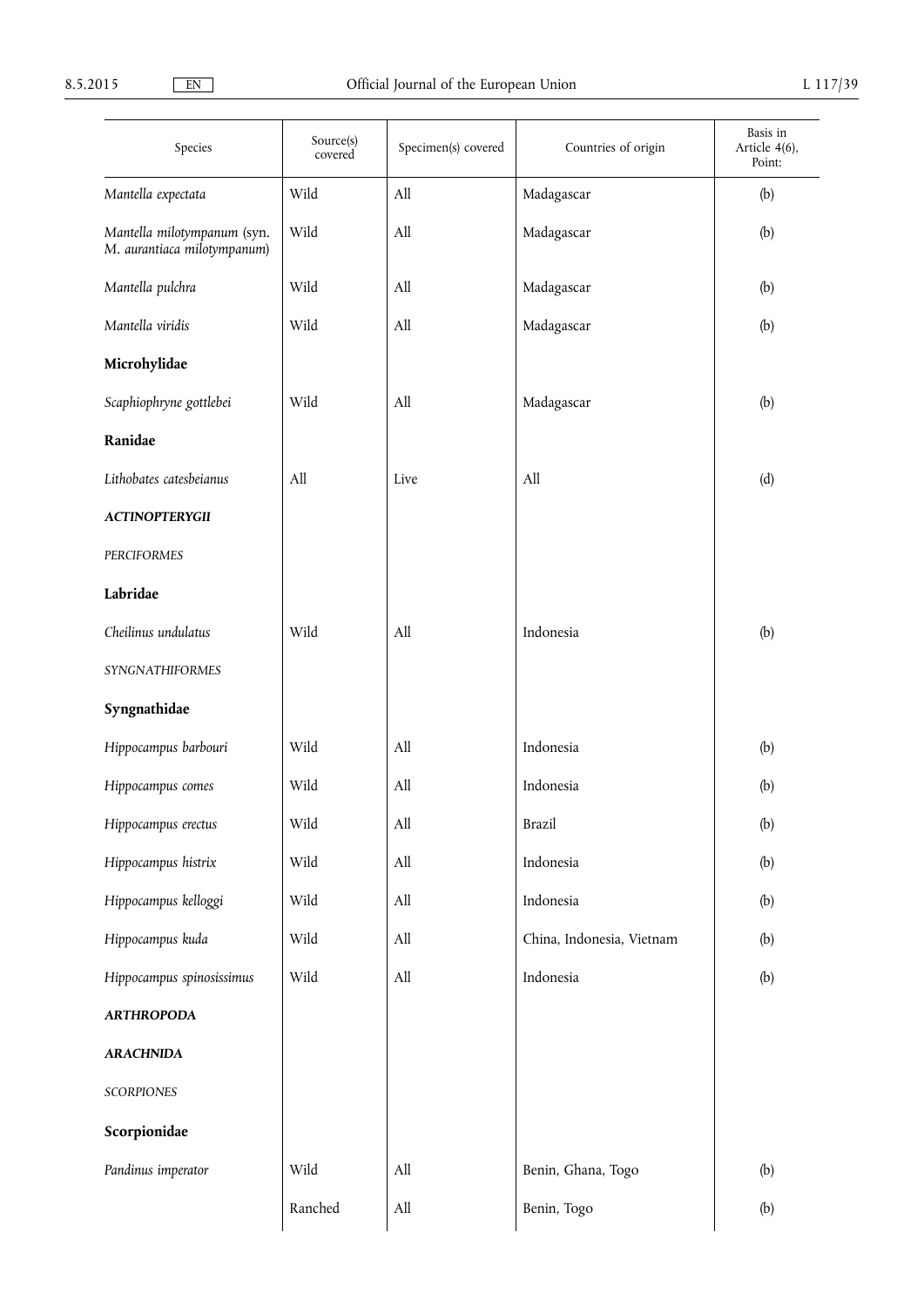| Species | Source(s) covered | Specimen(s) covered | Countries of origin | Basis in Article 4(6), Point: |
|---|---|---|---|---|
| *Mantella expectata* | Wild | All | Madagascar | (b) |
| *Mantella milotympanum* (syn. *M. aurantiaca milotympanum*) | Wild | All | Madagascar | (b) |
| *Mantella pulchra* | Wild | All | Madagascar | (b) |
| *Mantella viridis* | Wild | All | Madagascar | (b) |
| **Microhylidae** | | | | |
| *Scaphiophryne gottlebei* | Wild | All | Madagascar | (b) |
| **Ranidae** | | | | |
| *Lithobates catesbeianus* | All | Live | All | (d) |
| ***ACTINOPTERYGII*** | | | | |
| *PERCIFORMES* | | | | |
| **Labridae** | | | | |
| *Cheilinus undulatus* | Wild | All | Indonesia | (b) |
| *SYNGNATHIFORMES* | | | | |
| **Syngnathidae** | | | | |
| *Hippocampus barbouri* | Wild | All | Indonesia | (b) |
| *Hippocampus comes* | Wild | All | Indonesia | (b) |
| *Hippocampus erectus* | Wild | All | Brazil | (b) |
| *Hippocampus histrix* | Wild | All | Indonesia | (b) |
| *Hippocampus kelloggi* | Wild | All | Indonesia | (b) |
| *Hippocampus kuda* | Wild | All | China, Indonesia, Vietnam | (b) |
| *Hippocampus spinosissimus* | Wild | All | Indonesia | (b) |
| ***ARTHROPODA*** | | | | |
| ***ARACHNIDA*** | | | | |
| *SCORPIONES* | | | | |
| **Scorpionidae** | | | | |
| *Pandinus imperator* | Wild | All | Benin, Ghana, Togo | (b) |
| | Ranched | All | Benin, Togo | (b) |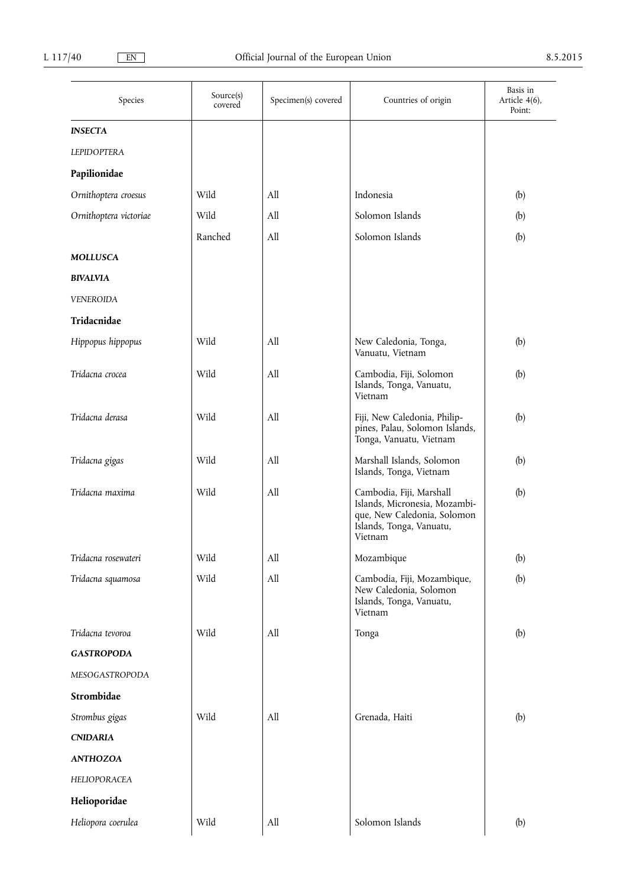| Species | Source(s) covered | Specimen(s) covered | Countries of origin | Basis in Article 4(6), Point: |
|---|---|---|---|---|
| ***INSECTA*** | | | | |
| *LEPIDOPTERA* | | | | |
| **Papilionidae** | | | | |
| *Ornithoptera croesus* | Wild | All | Indonesia | (b) |
| *Ornithoptera victoriae* | Wild | All | Solomon Islands | (b) |
| | Ranched | All | Solomon Islands | (b) |
| ***MOLLUSCA*** | | | | |
| ***BIVALVIA*** | | | | |
| *VENEROIDA* | | | | |
| **Tridacnidae** | | | | |
| *Hippopus hippopus* | Wild | All | New Caledonia, Tonga, Vanuatu, Vietnam | (b) |
| *Tridacna crocea* | Wild | All | Cambodia, Fiji, Solomon Islands, Tonga, Vanuatu, Vietnam | (b) |
| *Tridacna derasa* | Wild | All | Fiji, New Caledonia, Philippines, Palau, Solomon Islands, Tonga, Vanuatu, Vietnam | (b) |
| *Tridacna gigas* | Wild | All | Marshall Islands, Solomon Islands, Tonga, Vietnam | (b) |
| *Tridacna maxima* | Wild | All | Cambodia, Fiji, Marshall Islands, Micronesia, Mozambique, New Caledonia, Solomon Islands, Tonga, Vanuatu, Vietnam | (b) |
| *Tridacna rosewateri* | Wild | All | Mozambique | (b) |
| *Tridacna squamosa* | Wild | All | Cambodia, Fiji, Mozambique, New Caledonia, Solomon Islands, Tonga, Vanuatu, Vietnam | (b) |
| *Tridacna tevoroa* | Wild | All | Tonga | (b) |
| ***GASTROPODA*** | | | | |
| *MESOGASTROPODA* | | | | |
| **Strombidae** | | | | |
| *Strombus gigas* | Wild | All | Grenada, Haiti | (b) |
| ***CNIDARIA*** | | | | |
| ***ANTHOZOA*** | | | | |
| *HELIOPORACEA* | | | | |
| **Helioporidae** | | | | |
| *Heliopora coerulea* | Wild | All | Solomon Islands | (b) |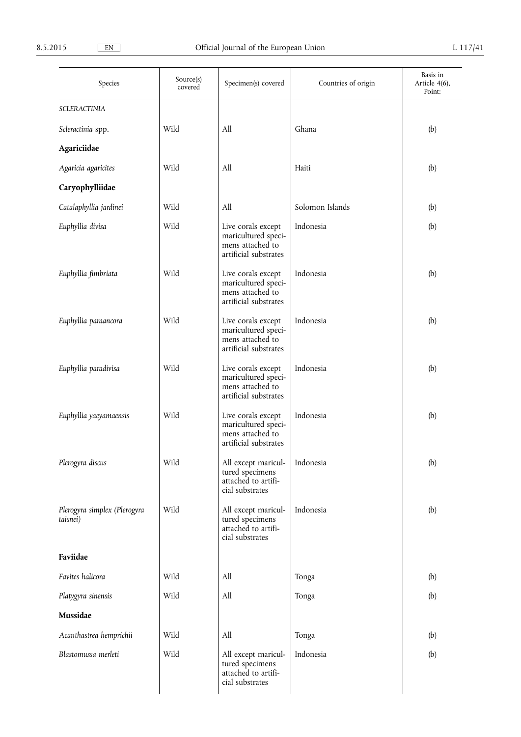| Species | Source(s) covered | Specimen(s) covered | Countries of origin | Basis in Article 4(6), Point: |
|---|---|---|---|---|
| *SCLERACTINIA* | | | | |
| *Scleractinia* spp. | Wild | All | Ghana | (b) |
| **Agariciidae** | | | | |
| *Agaricia agaricites* | Wild | All | Haiti | (b) |
| **Caryophylliidae** | | | | |
| *Catalaphyllia jardinei* | Wild | All | Solomon Islands | (b) |
| *Euphyllia divisa* | Wild | Live corals except maricultured specimens attached to artificial substrates | Indonesia | (b) |
| *Euphyllia fimbriata* | Wild | Live corals except maricultured specimens attached to artificial substrates | Indonesia | (b) |
| *Euphyllia paraancora* | Wild | Live corals except maricultured specimens attached to artificial substrates | Indonesia | (b) |
| *Euphyllia paradivisa* | Wild | Live corals except maricultured specimens attached to artificial substrates | Indonesia | (b) |
| *Euphyllia yaeyamaensis* | Wild | Live corals except maricultured specimens attached to artificial substrates | Indonesia | (b) |
| *Plerogyra discus* | Wild | All except maricultured specimens attached to artificial substrates | Indonesia | (b) |
| *Plerogyra simplex (Plerogyra taisnei)* | Wild | All except maricultured specimens attached to artificial substrates | Indonesia | (b) |
| **Faviidae** | | | | |
| *Favites halicora* | Wild | All | Tonga | (b) |
| *Platygyra sinensis* | Wild | All | Tonga | (b) |
| **Mussidae** | | | | |
| *Acanthastrea hemprichii* | Wild | All | Tonga | (b) |
| *Blastomussa merleti* | Wild | All except maricultured specimens attached to artificial substrates | Indonesia | (b) |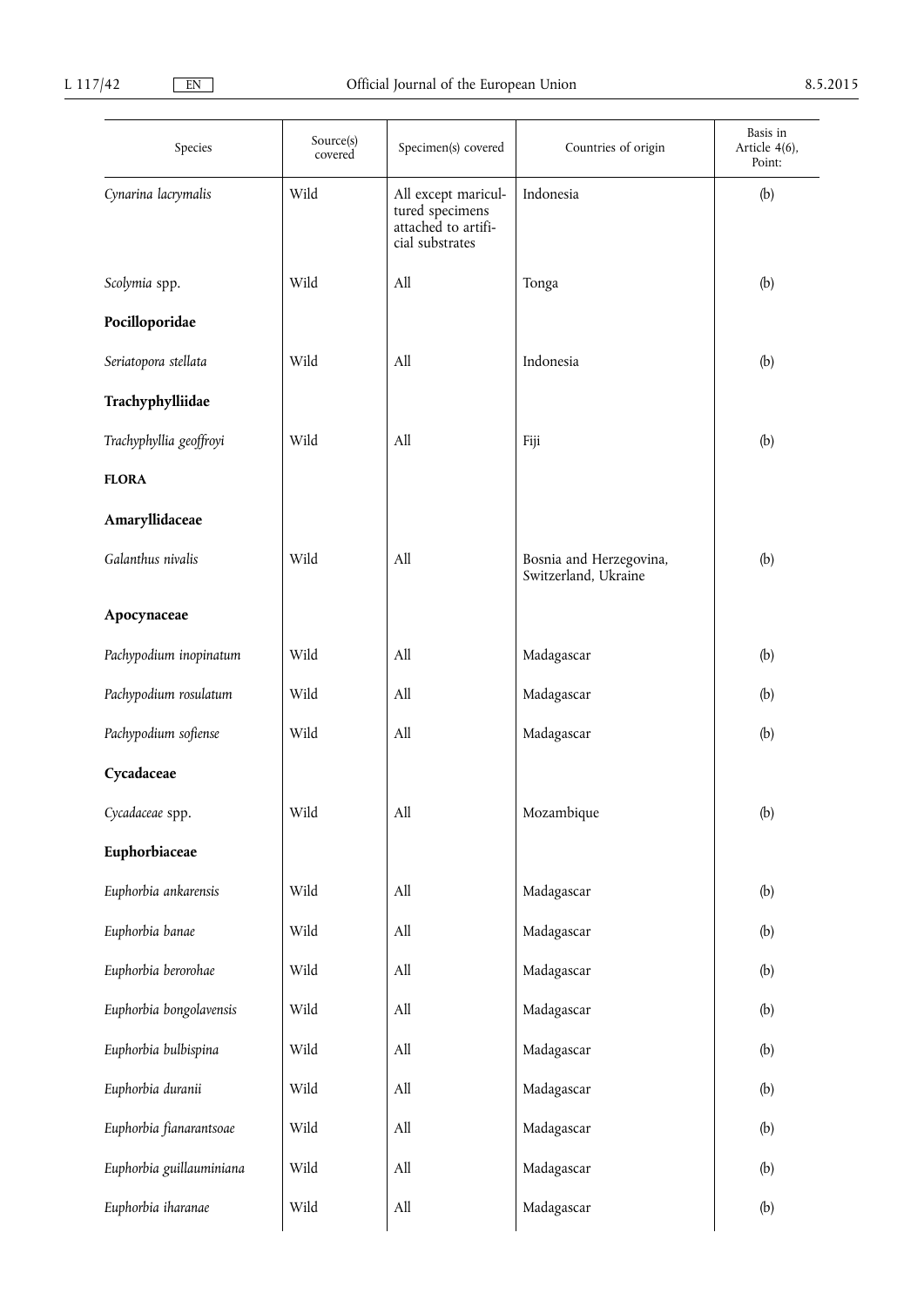| Species | Source(s) covered | Specimen(s) covered | Countries of origin | Basis in Article 4(6), Point: |
|---|---|---|---|---|
| *Cynarina lacrymalis* | Wild | All except maricultured specimens attached to artificial substrates | Indonesia | (b) |
| *Scolymia* spp. | Wild | All | Tonga | (b) |
| **Pocilloporidae** | | | | |
| *Seriatopora stellata* | Wild | All | Indonesia | (b) |
| **Trachyphylliidae** | | | | |
| *Trachyphyllia geoffroyi* | Wild | All | Fiji | (b) |
| **FLORA** | | | | |
| **Amaryllidaceae** | | | | |
| *Galanthus nivalis* | Wild | All | Bosnia and Herzegovina, Switzerland, Ukraine | (b) |
| **Apocynaceae** | | | | |
| *Pachypodium inopinatum* | Wild | All | Madagascar | (b) |
| *Pachypodium rosulatum* | Wild | All | Madagascar | (b) |
| *Pachypodium sofiense* | Wild | All | Madagascar | (b) |
| **Cycadaceae** | | | | |
| *Cycadaceae* spp. | Wild | All | Mozambique | (b) |
| **Euphorbiaceae** | | | | |
| *Euphorbia ankarensis* | Wild | All | Madagascar | (b) |
| *Euphorbia banae* | Wild | All | Madagascar | (b) |
| *Euphorbia berorohae* | Wild | All | Madagascar | (b) |
| *Euphorbia bongolavensis* | Wild | All | Madagascar | (b) |
| *Euphorbia bulbispina* | Wild | All | Madagascar | (b) |
| *Euphorbia duranii* | Wild | All | Madagascar | (b) |
| *Euphorbia fianarantsoae* | Wild | All | Madagascar | (b) |
| *Euphorbia guillauminiana* | Wild | All | Madagascar | (b) |
| *Euphorbia iharanae* | Wild | All | Madagascar | (b) |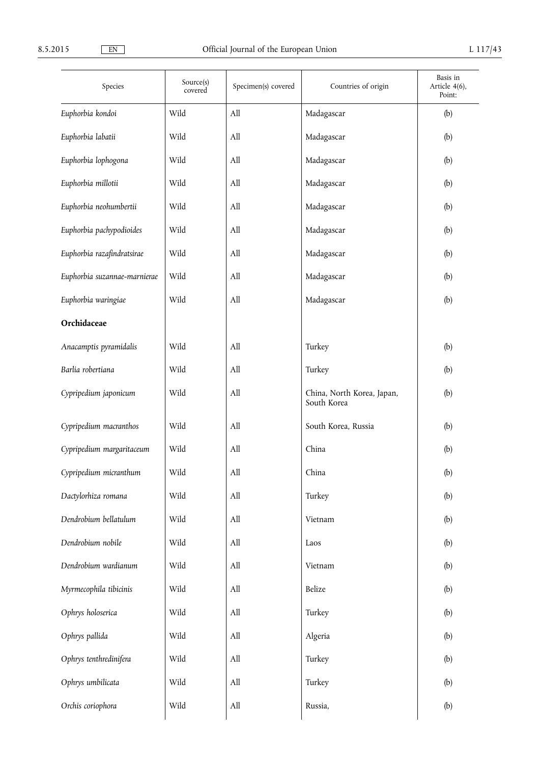| Species | Source(s) covered | Specimen(s) covered | Countries of origin | Basis in Article 4(6), Point: |
|---|---|---|---|---|
| *Euphorbia kondoi* | Wild | All | Madagascar | (b) |
| *Euphorbia labatii* | Wild | All | Madagascar | (b) |
| *Euphorbia lophogona* | Wild | All | Madagascar | (b) |
| *Euphorbia millotii* | Wild | All | Madagascar | (b) |
| *Euphorbia neohumbertii* | Wild | All | Madagascar | (b) |
| *Euphorbia pachypodioides* | Wild | All | Madagascar | (b) |
| *Euphorbia razafindratsirae* | Wild | All | Madagascar | (b) |
| *Euphorbia suzannae-marnierae* | Wild | All | Madagascar | (b) |
| *Euphorbia waringiae* | Wild | All | Madagascar | (b) |
| **Orchidaceae** | | | | |
| *Anacamptis pyramidalis* | Wild | All | Turkey | (b) |
| *Barlia robertiana* | Wild | All | Turkey | (b) |
| *Cypripedium japonicum* | Wild | All | China, North Korea, Japan, South Korea | (b) |
| *Cypripedium macranthos* | Wild | All | South Korea, Russia | (b) |
| *Cypripedium margaritaceum* | Wild | All | China | (b) |
| *Cypripedium micranthum* | Wild | All | China | (b) |
| *Dactylorhiza romana* | Wild | All | Turkey | (b) |
| *Dendrobium bellatulum* | Wild | All | Vietnam | (b) |
| *Dendrobium nobile* | Wild | All | Laos | (b) |
| *Dendrobium wardianum* | Wild | All | Vietnam | (b) |
| *Myrmecophila tibicinis* | Wild | All | Belize | (b) |
| *Ophrys holoserica* | Wild | All | Turkey | (b) |
| *Ophrys pallida* | Wild | All | Algeria | (b) |
| *Ophrys tenthredinifera* | Wild | All | Turkey | (b) |
| *Ophrys umbilicata* | Wild | All | Turkey | (b) |
| *Orchis coriophora* | Wild | All | Russia, | (b) |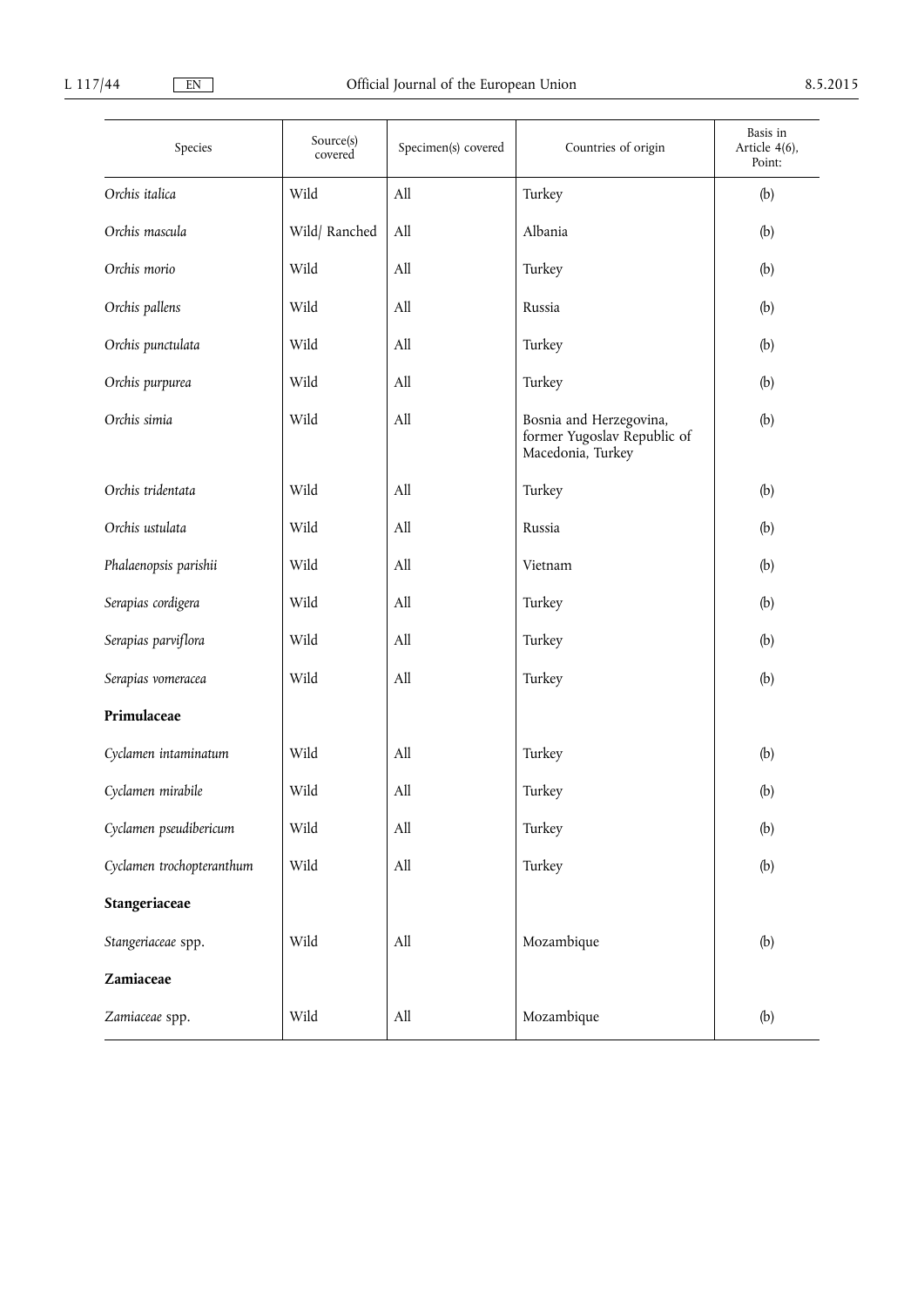| Species | Source(s) covered | Specimen(s) covered | Countries of origin | Basis in Article 4(6), Point: |
|---|---|---|---|---|
| *Orchis italica* | Wild | All | Turkey | (b) |
| *Orchis mascula* | Wild/ Ranched | All | Albania | (b) |
| *Orchis morio* | Wild | All | Turkey | (b) |
| *Orchis pallens* | Wild | All | Russia | (b) |
| *Orchis punctulata* | Wild | All | Turkey | (b) |
| *Orchis purpurea* | Wild | All | Turkey | (b) |
| *Orchis simia* | Wild | All | Bosnia and Herzegovina, former Yugoslav Republic of Macedonia, Turkey | (b) |
| *Orchis tridentata* | Wild | All | Turkey | (b) |
| *Orchis ustulata* | Wild | All | Russia | (b) |
| *Phalaenopsis parishii* | Wild | All | Vietnam | (b) |
| *Serapias cordigera* | Wild | All | Turkey | (b) |
| *Serapias parviflora* | Wild | All | Turkey | (b) |
| *Serapias vomeracea* | Wild | All | Turkey | (b) |
| **Primulaceae** | | | | |
| *Cyclamen intaminatum* | Wild | All | Turkey | (b) |
| *Cyclamen mirabile* | Wild | All | Turkey | (b) |
| *Cyclamen pseudibericum* | Wild | All | Turkey | (b) |
| *Cyclamen trochopteranthum* | Wild | All | Turkey | (b) |
| **Stangeriaceae** | | | | |
| *Stangeriaceae* spp. | Wild | All | Mozambique | (b) |
| **Zamiaceae** | | | | |
| *Zamiaceae* spp. | Wild | All | Mozambique | (b) |